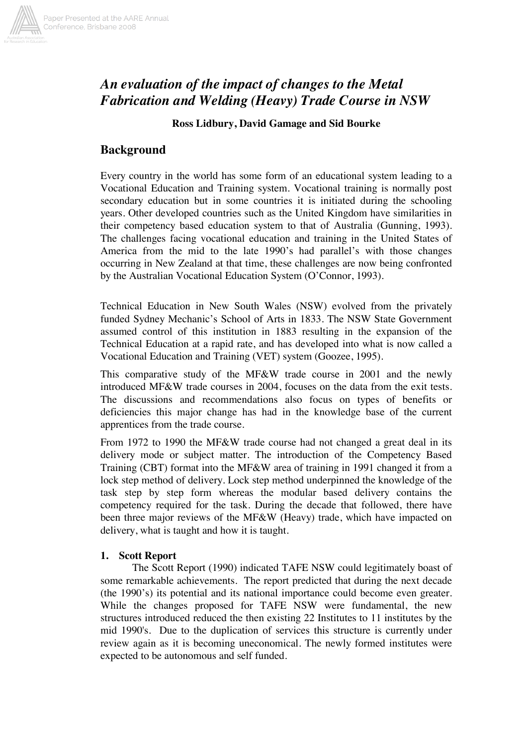# *An evaluation of the impact of changes to the Metal Fabrication and Welding (Heavy) Trade Course in NSW*

**Ross Lidbury, David Gamage and Sid Bourke**

## Background

Every country in the world has some form of an educational system leading to a Vocational Education and Training system. Vocational training is normally post secondary education but in some countries it is initiated during the schooling years. Other developed countries such as the United Kingdom have similarities in their competency based education system to that of Australia (Gunning, 1993). The challenges facing vocational education and training in the United States of America from the mid to the late 1990's had parallel's with those changes occurring in New Zealand at that time, these challenges are now being confronted by the Australian Vocational Education System (O'Connor, 1993).

Technical Education in New South Wales (NSW) evolved from the privately funded Sydney Mechanic's School of Arts in 1833. The NSW State Government assumed control of this institution in 1883 resulting in the expansion of the Technical Education at a rapid rate, and has developed into what is now called a Vocational Education and Training (VET) system (Goozee, 1995).

This comparative study of the MF&W trade course in 2001 and the newly introduced MF&W trade courses in 2004, focuses on the data from the exit tests. The discussions and recommendations also focus on types of benefits or deficiencies this major change has had in the knowledge base of the current apprentices from the trade course.

From 1972 to 1990 the MF&W trade course had not changed a great deal in its delivery mode or subject matter. The introduction of the Competency Based Training (CBT) format into the MF&W area of training in 1991 changed it from a lock step method of delivery. Lock step method underpinned the knowledge of the task step by step form whereas the modular based delivery contains the competency required for the task. During the decade that followed, there have been three major reviews of the MF&W (Heavy) trade, which have impacted on delivery, what is taught and how it is taught.

### 1. Scott Report

The Scott Report (1990) indicated TAFE NSW could legitimately boast of some remarkable achievements. The report predicted that during the next decade (the 1990's) its potential and its national importance could become even greater. While the changes proposed for TAFE NSW were fundamental, the new structures introduced reduced the then existing 22 Institutes to 11 institutes by the mid 1990's. Due to the duplication of services this structure is currently under review again as it is becoming uneconomical. The newly formed institutes were expected to be autonomous and self funded.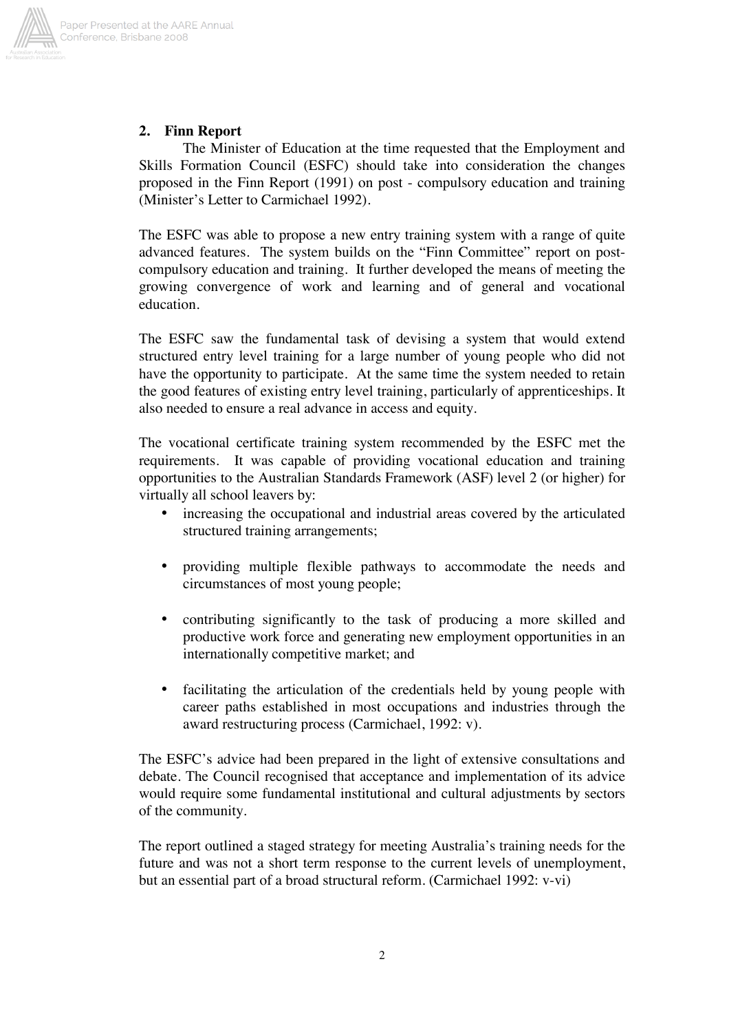## 2. Finn Report

The Minister of Education at the time requested that the Employment and Skills Formation Council (ESFC) should take into consideration the changes proposed in the Finn Report (1991) on post - compulsory education and training (Minister's Letter to Carmichael 1992).

The ESFC was able to propose a new entry training system with a range of quite advanced features. The system builds on the "Finn Committee" report on post-compulsory education and training. It further developed the means of meeting the growing convergence of work and learning and of general and vocational education.

The ESFC saw the fundamental task of devising a system that would extend structured entry level training for a large number of young people who did not have the opportunity to participate. At the same time the system needed to retain the good features of existing entry level training, particularly of apprenticeships. It also needed to ensure a real advance in access and equity.

The vocational certificate training system recommended by the ESFC met the requirements. It was capable of providing vocational education and training opportunities to the Australian Standards Framework (ASF) level 2 (or higher) for virtually all school leavers by:

- increasing the occupational and industrial areas covered by the articulated structured training arrangements;
- providing multiple flexible pathways to accommodate the needs and circumstances of most young people;
- contributing significantly to the task of producing a more skilled and productive work force and generating new employment opportunities in an internationally competitive market; and
- facilitating the articulation of the credentials held by young people with career paths established in most occupations and industries through the award restructuring process (Carmichael, 1992: v).

The ESFC's advice had been prepared in the light of extensive consultations and debate. The Council recognised that acceptance and implementation of its advice would require some fundamental institutional and cultural adjustments by sectors of the community.

The report outlined a staged strategy for meeting Australia's training needs for the future and was not a short term response to the current levels of unemployment, but an essential part of a broad structural reform. (Carmichael 1992: v-vi)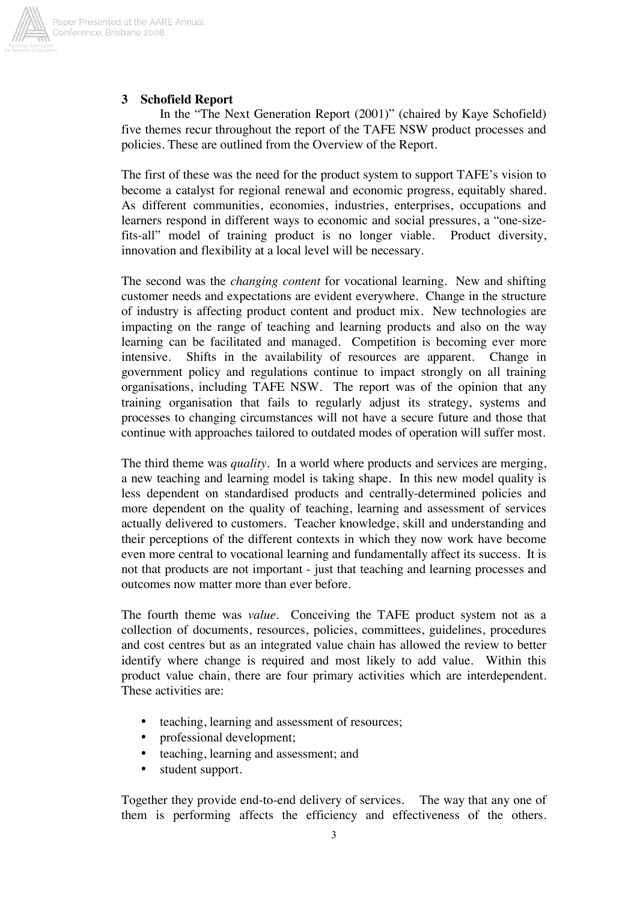## 3 Schofield Report

In the "The Next Generation Report (2001)" (chaired by Kaye Schofield) five themes recur throughout the report of the TAFE NSW product processes and policies. These are outlined from the Overview of the Report.

The first of these was the need for the product system to support TAFE's vision to become a catalyst for regional renewal and economic progress, equitably shared. As different communities, economies, industries, enterprises, occupations and learners respond in different ways to economic and social pressures, a "one-size-fits-all" model of training product is no longer viable. Product diversity, innovation and flexibility at a local level will be necessary.

The second was the *changing content* for vocational learning. New and shifting customer needs and expectations are evident everywhere. Change in the structure of industry is affecting product content and product mix. New technologies are impacting on the range of teaching and learning products and also on the way learning can be facilitated and managed. Competition is becoming ever more intensive. Shifts in the availability of resources are apparent. Change in government policy and regulations continue to impact strongly on all training organisations, including TAFE NSW. The report was of the opinion that any training organisation that fails to regularly adjust its strategy, systems and processes to changing circumstances will not have a secure future and those that continue with approaches tailored to outdated modes of operation will suffer most.

The third theme was *quality*. In a world where products and services are merging, a new teaching and learning model is taking shape. In this new model quality is less dependent on standardised products and centrally-determined policies and more dependent on the quality of teaching, learning and assessment of services actually delivered to customers. Teacher knowledge, skill and understanding and their perceptions of the different contexts in which they now work have become even more central to vocational learning and fundamentally affect its success. It is not that products are not important - just that teaching and learning processes and outcomes now matter more than ever before.

The fourth theme was *value*. Conceiving the TAFE product system not as a collection of documents, resources, policies, committees, guidelines, procedures and cost centres but as an integrated value chain has allowed the review to better identify where change is required and most likely to add value. Within this product value chain, there are four primary activities which are interdependent. These activities are:

- teaching, learning and assessment of resources;
- professional development;
- teaching, learning and assessment; and
- student support.

Together they provide end-to-end delivery of services. The way that any one of them is performing affects the efficiency and effectiveness of the others.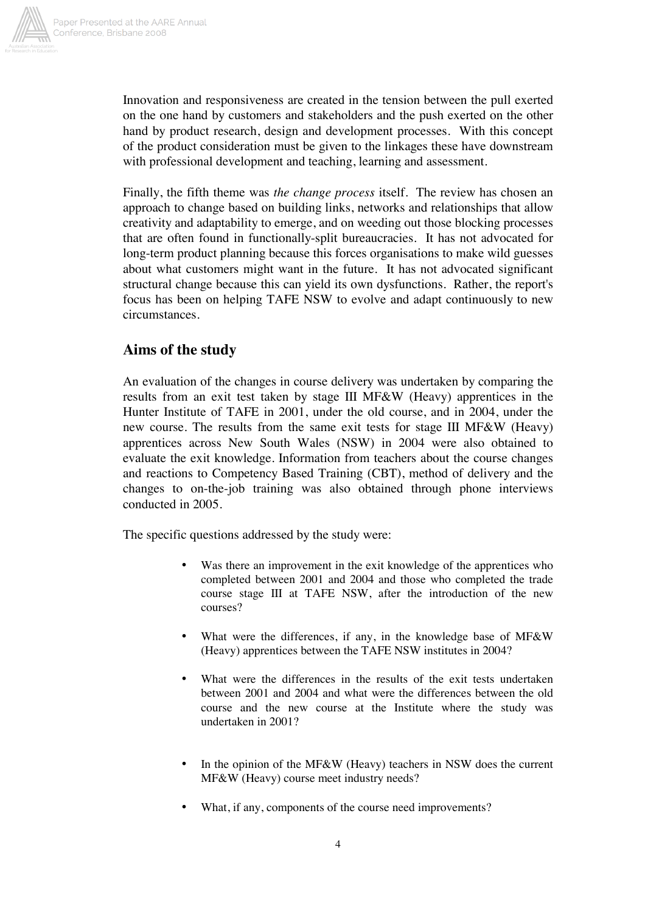Innovation and responsiveness are created in the tension between the pull exerted on the one hand by customers and stakeholders and the push exerted on the other hand by product research, design and development processes. With this concept of the product consideration must be given to the linkages these have downstream with professional development and teaching, learning and assessment.

Finally, the fifth theme was *the change process* itself. The review has chosen an approach to change based on building links, networks and relationships that allow creativity and adaptability to emerge, and on weeding out those blocking processes that are often found in functionally-split bureaucracies. It has not advocated for long-term product planning because this forces organisations to make wild guesses about what customers might want in the future. It has not advocated significant structural change because this can yield its own dysfunctions. Rather, the report's focus has been on helping TAFE NSW to evolve and adapt continuously to new circumstances.

## Aims of the study

An evaluation of the changes in course delivery was undertaken by comparing the results from an exit test taken by stage III MF&W (Heavy) apprentices in the Hunter Institute of TAFE in 2001, under the old course, and in 2004, under the new course. The results from the same exit tests for stage III MF&W (Heavy) apprentices across New South Wales (NSW) in 2004 were also obtained to evaluate the exit knowledge. Information from teachers about the course changes and reactions to Competency Based Training (CBT), method of delivery and the changes to on-the-job training was also obtained through phone interviews conducted in 2005.

The specific questions addressed by the study were:

- Was there an improvement in the exit knowledge of the apprentices who completed between 2001 and 2004 and those who completed the trade course stage III at TAFE NSW, after the introduction of the new courses?
- What were the differences, if any, in the knowledge base of MF&W (Heavy) apprentices between the TAFE NSW institutes in 2004?
- What were the differences in the results of the exit tests undertaken between 2001 and 2004 and what were the differences between the old course and the new course at the Institute where the study was undertaken in 2001?
- In the opinion of the MF&W (Heavy) teachers in NSW does the current MF&W (Heavy) course meet industry needs?
- What, if any, components of the course need improvements?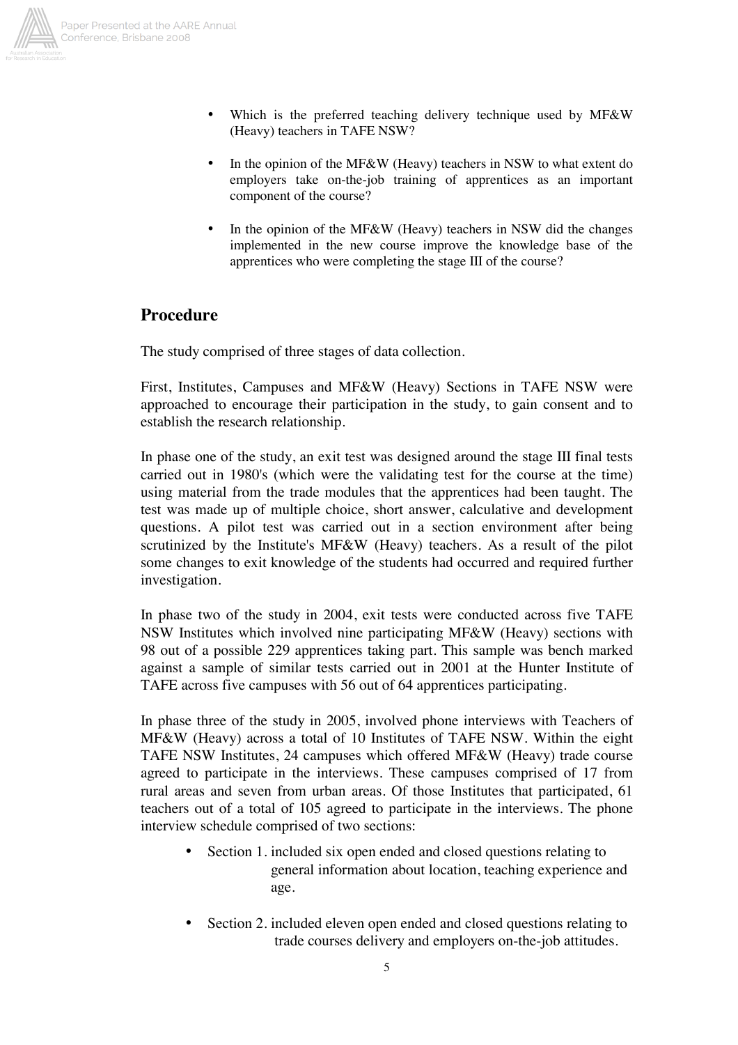- Which is the preferred teaching delivery technique used by MF&W (Heavy) teachers in TAFE NSW?
- In the opinion of the MF&W (Heavy) teachers in NSW to what extent do employers take on-the-job training of apprentices as an important component of the course?
- In the opinion of the MF&W (Heavy) teachers in NSW did the changes implemented in the new course improve the knowledge base of the apprentices who were completing the stage III of the course?

## Procedure

The study comprised of three stages of data collection.

First, Institutes, Campuses and MF&W (Heavy) Sections in TAFE NSW were approached to encourage their participation in the study, to gain consent and to establish the research relationship.

In phase one of the study, an exit test was designed around the stage III final tests carried out in 1980's (which were the validating test for the course at the time) using material from the trade modules that the apprentices had been taught. The test was made up of multiple choice, short answer, calculative and development questions. A pilot test was carried out in a section environment after being scrutinized by the Institute's MF&W (Heavy) teachers. As a result of the pilot some changes to exit knowledge of the students had occurred and required further investigation.

In phase two of the study in 2004, exit tests were conducted across five TAFE NSW Institutes which involved nine participating MF&W (Heavy) sections with 98 out of a possible 229 apprentices taking part. This sample was bench marked against a sample of similar tests carried out in 2001 at the Hunter Institute of TAFE across five campuses with 56 out of 64 apprentices participating.

In phase three of the study in 2005, involved phone interviews with Teachers of MF&W (Heavy) across a total of 10 Institutes of TAFE NSW. Within the eight TAFE NSW Institutes, 24 campuses which offered MF&W (Heavy) trade course agreed to participate in the interviews. These campuses comprised of 17 from rural areas and seven from urban areas. Of those Institutes that participated, 61 teachers out of a total of 105 agreed to participate in the interviews. The phone interview schedule comprised of two sections:

- Section 1. included six open ended and closed questions relating to general information about location, teaching experience and age.
- Section 2. included eleven open ended and closed questions relating to trade courses delivery and employers on-the-job attitudes.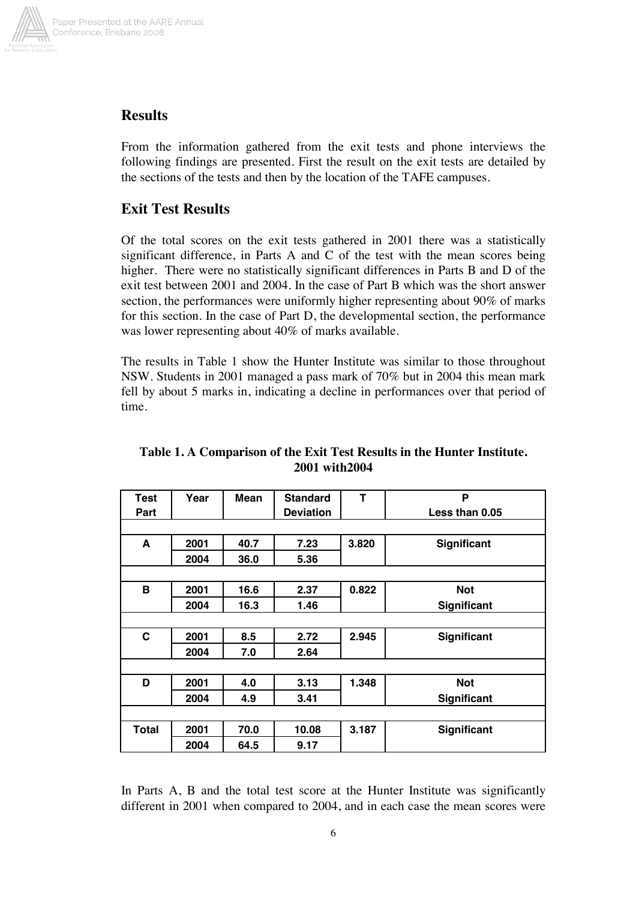## Results

From the information gathered from the exit tests and phone interviews the following findings are presented. First the result on the exit tests are detailed by the sections of the tests and then by the location of the TAFE campuses.

## Exit Test Results

Of the total scores on the exit tests gathered in 2001 there was a statistically significant difference, in Parts A and C of the test with the mean scores being higher. There were no statistically significant differences in Parts B and D of the exit test between 2001 and 2004. In the case of Part B which was the short answer section, the performances were uniformly higher representing about 90% of marks for this section. In the case of Part D, the developmental section, the performance was lower representing about 40% of marks available.

The results in Table 1 show the Hunter Institute was similar to those throughout NSW. Students in 2001 managed a pass mark of 70% but in 2004 this mean mark fell by about 5 marks in, indicating a decline in performances over that period of time.

**Table 1. A Comparison of the Exit Test Results in the Hunter Institute. 2001 with2004**

| Test Part | Year | Mean | Standard Deviation | T | P Less than 0.05 |
|---|---|---|---|---|---|
| A | 2001 | 40.7 | 7.23 | 3.820 | Significant |
| | 2004 | 36.0 | 5.36 | | |
| B | 2001 | 16.6 | 2.37 | 0.822 | Not Significant |
| | 2004 | 16.3 | 1.46 | | |
| C | 2001 | 8.5 | 2.72 | 2.945 | Significant |
| | 2004 | 7.0 | 2.64 | | |
| D | 2001 | 4.0 | 3.13 | 1.348 | Not Significant |
| | 2004 | 4.9 | 3.41 | | |
| Total | 2001 | 70.0 | 10.08 | 3.187 | Significant |
| | 2004 | 64.5 | 9.17 | | |

In Parts A, B and the total test score at the Hunter Institute was significantly different in 2001 when compared to 2004, and in each case the mean scores were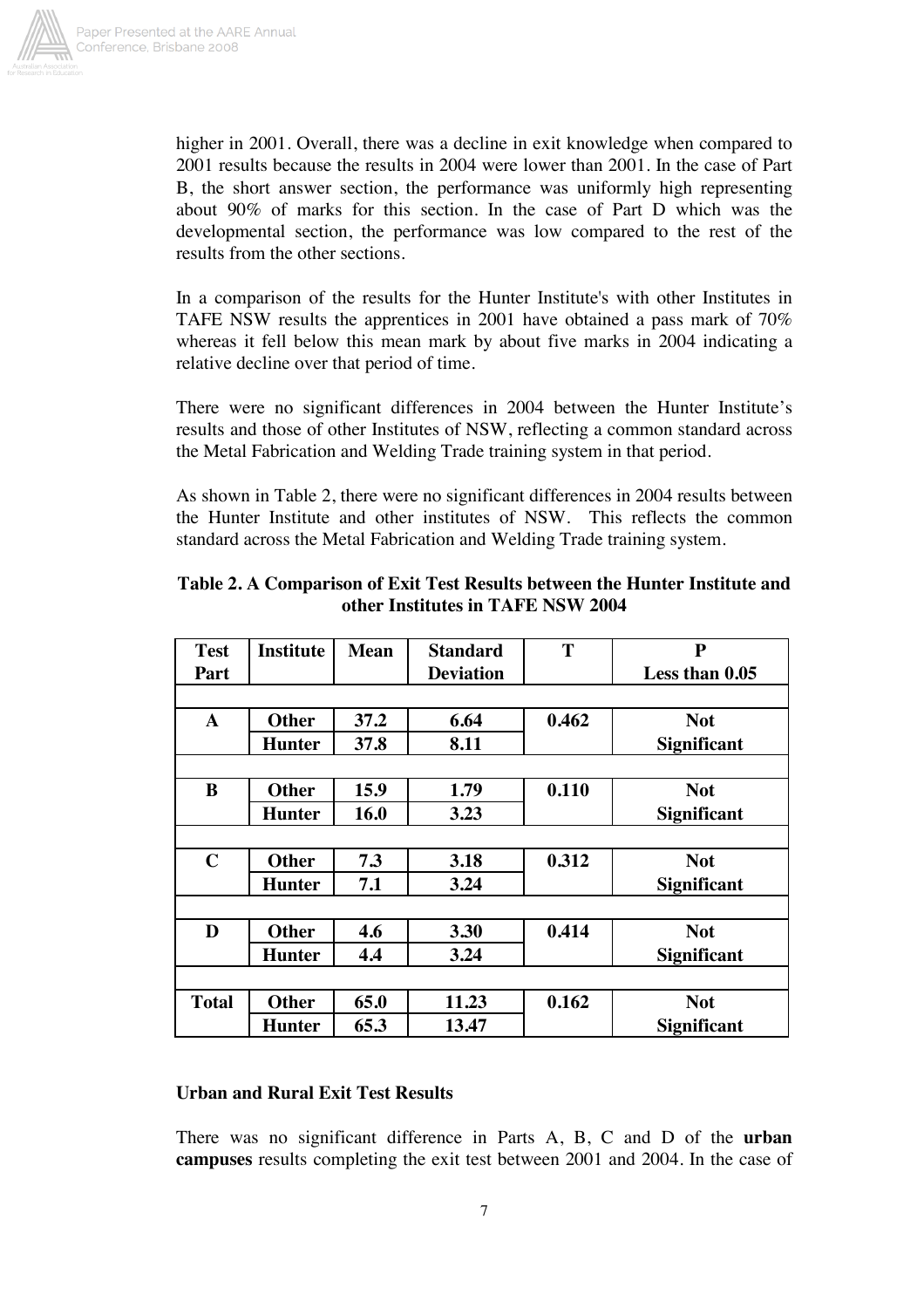higher in 2001. Overall, there was a decline in exit knowledge when compared to 2001 results because the results in 2004 were lower than 2001. In the case of Part B, the short answer section, the performance was uniformly high representing about 90% of marks for this section. In the case of Part D which was the developmental section, the performance was low compared to the rest of the results from the other sections.

In a comparison of the results for the Hunter Institute's with other Institutes in TAFE NSW results the apprentices in 2001 have obtained a pass mark of 70% whereas it fell below this mean mark by about five marks in 2004 indicating a relative decline over that period of time.

There were no significant differences in 2004 between the Hunter Institute's results and those of other Institutes of NSW, reflecting a common standard across the Metal Fabrication and Welding Trade training system in that period.

As shown in Table 2, there were no significant differences in 2004 results between the Hunter Institute and other institutes of NSW. This reflects the common standard across the Metal Fabrication and Welding Trade training system.

**Table 2. A Comparison of Exit Test Results between the Hunter Institute and other Institutes in TAFE NSW 2004**

| Test Part | Institute | Mean | Standard Deviation | T | P Less than 0.05 |
|---|---|---|---|---|---|
| A | Other | 37.2 | 6.64 | 0.462 | Not Significant |
| | Hunter | 37.8 | 8.11 | | |
| B | Other | 15.9 | 1.79 | 0.110 | Not Significant |
| | Hunter | 16.0 | 3.23 | | |
| C | Other | 7.3 | 3.18 | 0.312 | Not Significant |
| | Hunter | 7.1 | 3.24 | | |
| D | Other | 4.6 | 3.30 | 0.414 | Not Significant |
| | Hunter | 4.4 | 3.24 | | |
| Total | Other | 65.0 | 11.23 | 0.162 | Not Significant |
| | Hunter | 65.3 | 13.47 | | |

**Urban and Rural Exit Test Results**

There was no significant difference in Parts A, B, C and D of the **urban campuses** results completing the exit test between 2001 and 2004. In the case of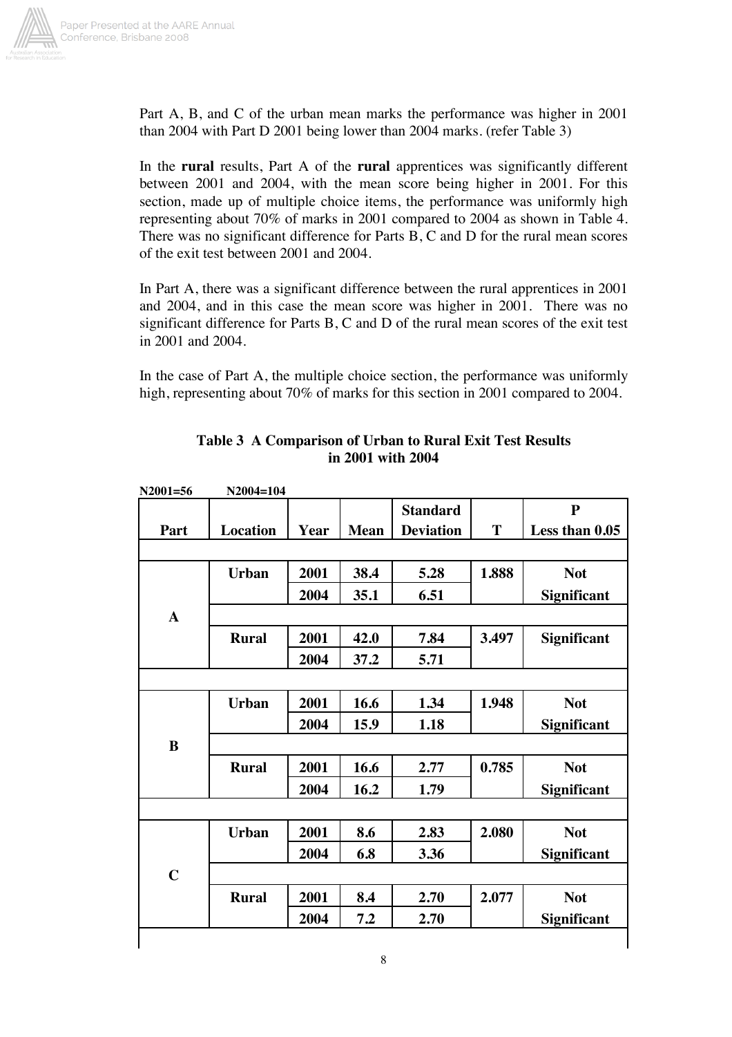Part A, B, and C of the urban mean marks the performance was higher in 2001 than 2004 with Part D 2001 being lower than 2004 marks. (refer Table 3)

In the **rural** results, Part A of the **rural** apprentices was significantly different between 2001 and 2004, with the mean score being higher in 2001. For this section, made up of multiple choice items, the performance was uniformly high representing about 70% of marks in 2001 compared to 2004 as shown in Table 4. There was no significant difference for Parts B, C and D for the rural mean scores of the exit test between 2001 and 2004.

In Part A, there was a significant difference between the rural apprentices in 2001 and 2004, and in this case the mean score was higher in 2001. There was no significant difference for Parts B, C and D of the rural mean scores of the exit test in 2001 and 2004.

In the case of Part A, the multiple choice section, the performance was uniformly high, representing about 70% of marks for this section in 2001 compared to 2004.

**Table 3 A Comparison of Urban to Rural Exit Test Results in 2001 with 2004**

**N2001=56 N2004=104**

| Part | Location | Year | Mean | Standard Deviation | T | P Less than 0.05 |
|---|---|---|---|---|---|---|
| A | Urban | 2001 | 38.4 | 5.28 | 1.888 | Not Significant |
| | | 2004 | 35.1 | 6.51 | | |
| | Rural | 2001 | 42.0 | 7.84 | 3.497 | Significant |
| | | 2004 | 37.2 | 5.71 | | |
| B | Urban | 2001 | 16.6 | 1.34 | 1.948 | Not Significant |
| | | 2004 | 15.9 | 1.18 | | |
| | Rural | 2001 | 16.6 | 2.77 | 0.785 | Not Significant |
| | | 2004 | 16.2 | 1.79 | | |
| C | Urban | 2001 | 8.6 | 2.83 | 2.080 | Not Significant |
| | | 2004 | 6.8 | 3.36 | | |
| | Rural | 2001 | 8.4 | 2.70 | 2.077 | Not Significant |
| | | 2004 | 7.2 | 2.70 | | |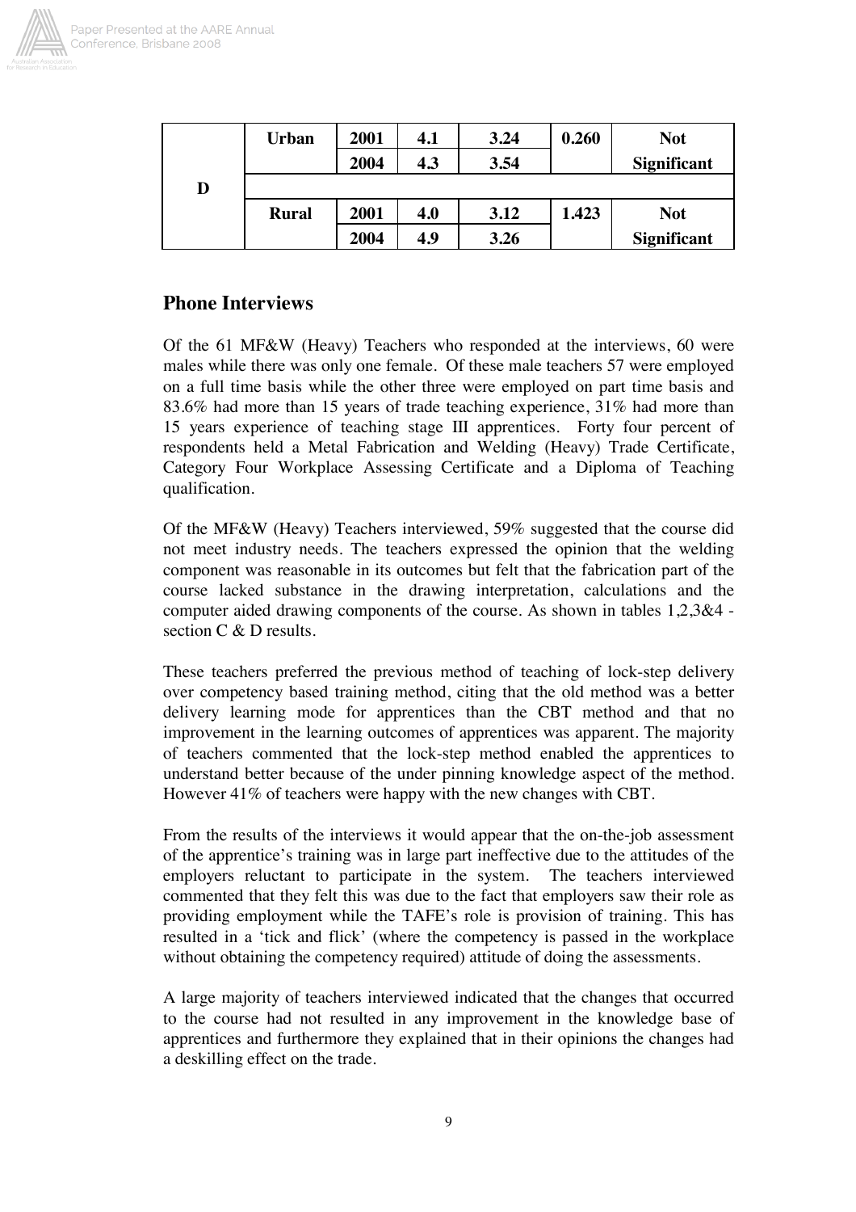| D | Urban | 2001 | 4.1 | 3.24 | 0.260 | Not Significant |
|---|---|---|---|---|---|---|
| | | 2004 | 4.3 | 3.54 | | |
| | | | | | | |
| | Rural | 2001 | 4.0 | 3.12 | 1.423 | Not Significant |
| | | 2004 | 4.9 | 3.26 | | |

## Phone Interviews

Of the 61 MF&W (Heavy) Teachers who responded at the interviews, 60 were males while there was only one female. Of these male teachers 57 were employed on a full time basis while the other three were employed on part time basis and 83.6% had more than 15 years of trade teaching experience, 31% had more than 15 years experience of teaching stage III apprentices. Forty four percent of respondents held a Metal Fabrication and Welding (Heavy) Trade Certificate, Category Four Workplace Assessing Certificate and a Diploma of Teaching qualification.

Of the MF&W (Heavy) Teachers interviewed, 59% suggested that the course did not meet industry needs. The teachers expressed the opinion that the welding component was reasonable in its outcomes but felt that the fabrication part of the course lacked substance in the drawing interpretation, calculations and the computer aided drawing components of the course. As shown in tables 1,2,3&4 - section C & D results.

These teachers preferred the previous method of teaching of lock-step delivery over competency based training method, citing that the old method was a better delivery learning mode for apprentices than the CBT method and that no improvement in the learning outcomes of apprentices was apparent. The majority of teachers commented that the lock-step method enabled the apprentices to understand better because of the under pinning knowledge aspect of the method. However 41% of teachers were happy with the new changes with CBT.

From the results of the interviews it would appear that the on-the-job assessment of the apprentice's training was in large part ineffective due to the attitudes of the employers reluctant to participate in the system. The teachers interviewed commented that they felt this was due to the fact that employers saw their role as providing employment while the TAFE's role is provision of training. This has resulted in a 'tick and flick' (where the competency is passed in the workplace without obtaining the competency required) attitude of doing the assessments.

A large majority of teachers interviewed indicated that the changes that occurred to the course had not resulted in any improvement in the knowledge base of apprentices and furthermore they explained that in their opinions the changes had a deskilling effect on the trade.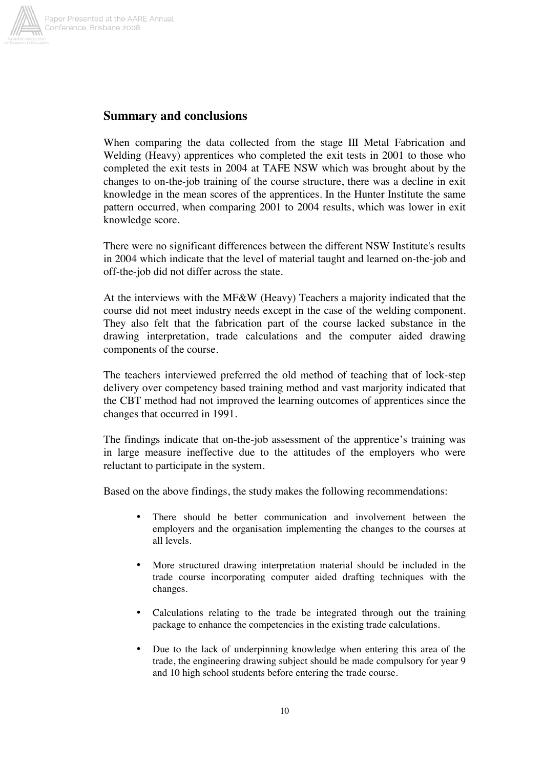## Summary and conclusions

When comparing the data collected from the stage III Metal Fabrication and Welding (Heavy) apprentices who completed the exit tests in 2001 to those who completed the exit tests in 2004 at TAFE NSW which was brought about by the changes to on-the-job training of the course structure, there was a decline in exit knowledge in the mean scores of the apprentices. In the Hunter Institute the same pattern occurred, when comparing 2001 to 2004 results, which was lower in exit knowledge score.

There were no significant differences between the different NSW Institute's results in 2004 which indicate that the level of material taught and learned on-the-job and off-the-job did not differ across the state.

At the interviews with the MF&W (Heavy) Teachers a majority indicated that the course did not meet industry needs except in the case of the welding component. They also felt that the fabrication part of the course lacked substance in the drawing interpretation, trade calculations and the computer aided drawing components of the course.

The teachers interviewed preferred the old method of teaching that of lock-step delivery over competency based training method and vast marjority indicated that the CBT method had not improved the learning outcomes of apprentices since the changes that occurred in 1991.

The findings indicate that on-the-job assessment of the apprentice's training was in large measure ineffective due to the attitudes of the employers who were reluctant to participate in the system.

Based on the above findings, the study makes the following recommendations:

- There should be better communication and involvement between the employers and the organisation implementing the changes to the courses at all levels.
- More structured drawing interpretation material should be included in the trade course incorporating computer aided drafting techniques with the changes.
- Calculations relating to the trade be integrated through out the training package to enhance the competencies in the existing trade calculations.
- Due to the lack of underpinning knowledge when entering this area of the trade, the engineering drawing subject should be made compulsory for year 9 and 10 high school students before entering the trade course.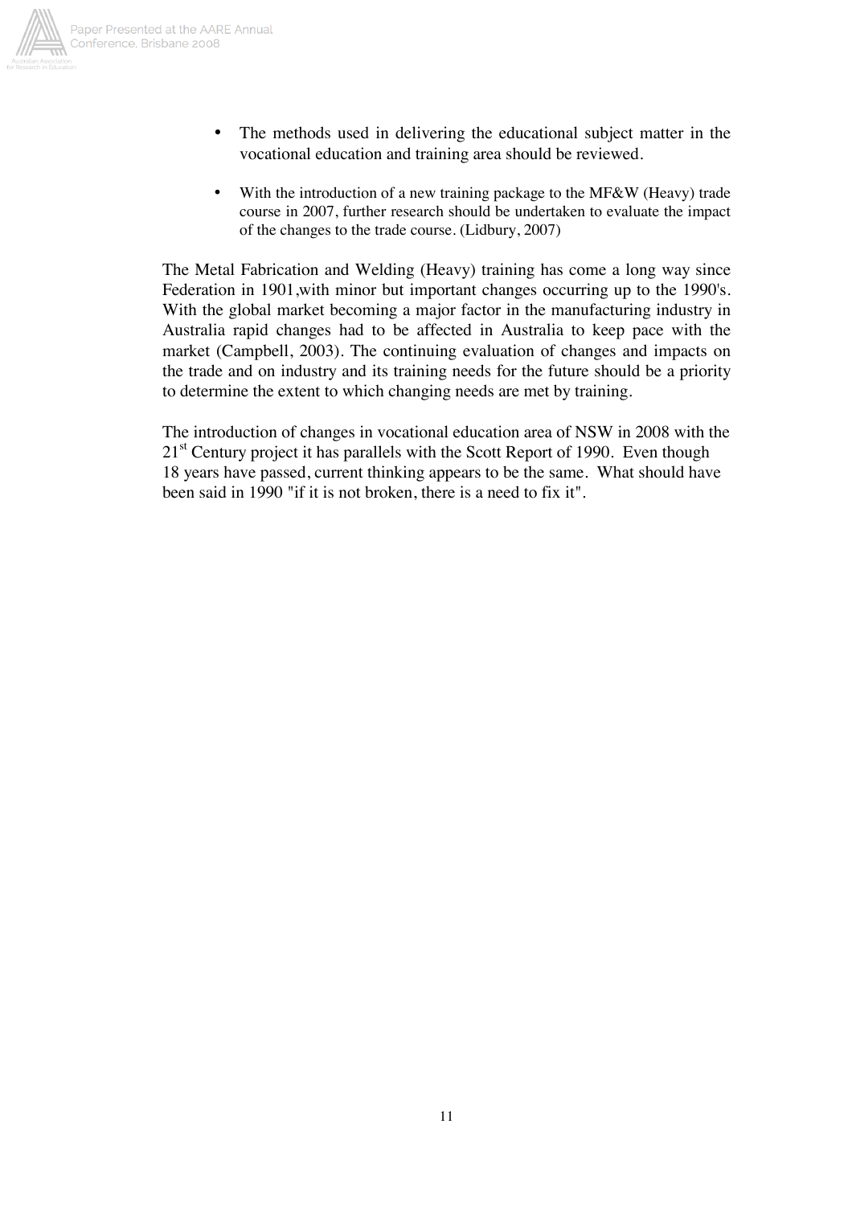- The methods used in delivering the educational subject matter in the vocational education and training area should be reviewed.

- With the introduction of a new training package to the MF&W (Heavy) trade course in 2007, further research should be undertaken to evaluate the impact of the changes to the trade course. (Lidbury, 2007)

The Metal Fabrication and Welding (Heavy) training has come a long way since Federation in 1901,with minor but important changes occurring up to the 1990's. With the global market becoming a major factor in the manufacturing industry in Australia rapid changes had to be affected in Australia to keep pace with the market (Campbell, 2003). The continuing evaluation of changes and impacts on the trade and on industry and its training needs for the future should be a priority to determine the extent to which changing needs are met by training.

The introduction of changes in vocational education area of NSW in 2008 with the 21st Century project it has parallels with the Scott Report of 1990. Even though 18 years have passed, current thinking appears to be the same. What should have been said in 1990 "if it is not broken, there is a need to fix it".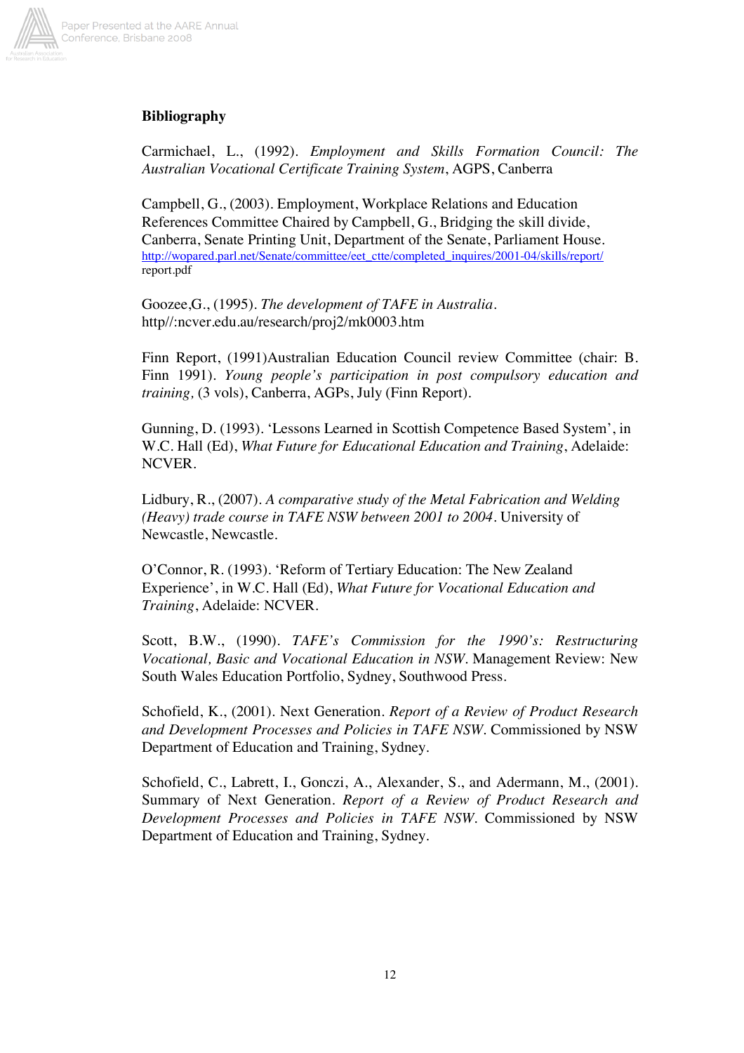**Bibliography**

Carmichael, L., (1992). *Employment and Skills Formation Council: The Australian Vocational Certificate Training System*, AGPS, Canberra

Campbell, G., (2003). Employment, Workplace Relations and Education References Committee Chaired by Campbell, G., Bridging the skill divide, Canberra, Senate Printing Unit, Department of the Senate, Parliament House. http://wopared.parl.net/Senate/committee/eet_ctte/completed_inquires/2001-04/skills/report/report.pdf

Goozee,G., (1995). *The development of TAFE in Australia*. http//:ncver.edu.au/research/proj2/mk0003.htm

Finn Report, (1991)Australian Education Council review Committee (chair: B. Finn 1991). *Young people's participation in post compulsory education and training,* (3 vols), Canberra, AGPs, July (Finn Report).

Gunning, D. (1993). 'Lessons Learned in Scottish Competence Based System', in W.C. Hall (Ed), *What Future for Educational Education and Training*, Adelaide: NCVER.

Lidbury, R., (2007). *A comparative study of the Metal Fabrication and Welding (Heavy) trade course in TAFE NSW between 2001 to 2004*. University of Newcastle, Newcastle.

O'Connor, R. (1993). 'Reform of Tertiary Education: The New Zealand Experience', in W.C. Hall (Ed), *What Future for Vocational Education and Training*, Adelaide: NCVER.

Scott, B.W., (1990). *TAFE's Commission for the 1990's: Restructuring Vocational, Basic and Vocational Education in NSW*. Management Review: New South Wales Education Portfolio, Sydney, Southwood Press.

Schofield, K., (2001). Next Generation. *Report of a Review of Product Research and Development Processes and Policies in TAFE NSW*. Commissioned by NSW Department of Education and Training, Sydney.

Schofield, C., Labrett, I., Gonczi, A., Alexander, S., and Adermann, M., (2001). Summary of Next Generation. *Report of a Review of Product Research and Development Processes and Policies in TAFE NSW*. Commissioned by NSW Department of Education and Training, Sydney.